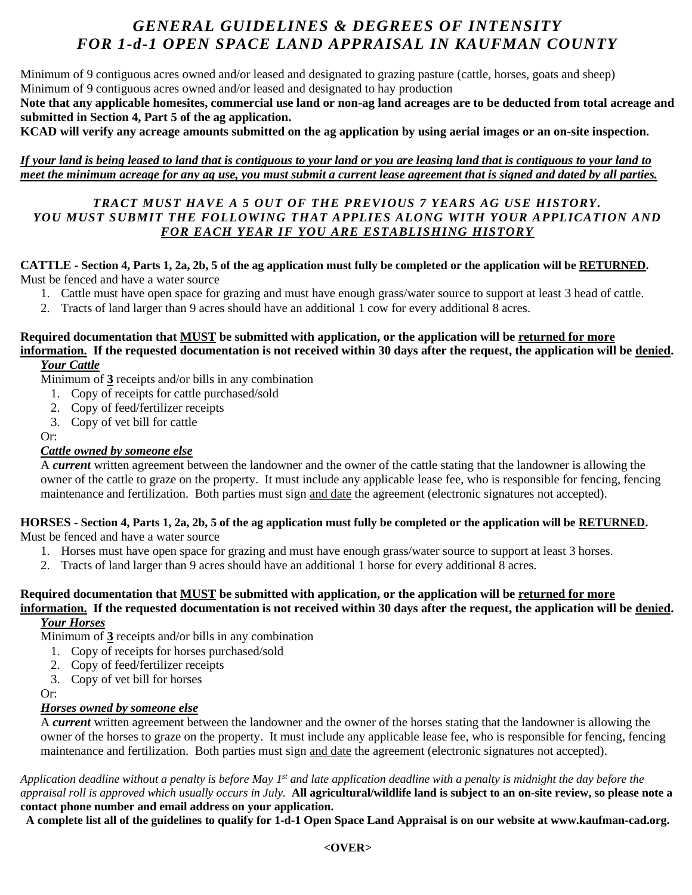# *GENERAL GUIDELINES & DEGREES OF INTENSITY FOR 1-d-1 OPEN SPACE LAND APPRAISAL IN KAUFMAN COUNTY*

Minimum of 9 contiguous acres owned and/or leased and designated to grazing pasture (cattle, horses, goats and sheep)
Minimum of 9 contiguous acres owned and/or leased and designated to hay production

**Note that any applicable homesites, commercial use land or non-ag land acreages are to be deducted from total acreage and submitted in Section 4, Part 5 of the ag application.**

**KCAD will verify any acreage amounts submitted on the ag application by using aerial images or an on-site inspection.**

***If your land is being leased to land that is contiguous to your land or you are leasing land that is contiguous to your land to meet the minimum acreage for any ag use, you must submit a current lease agreement that is signed and dated by all parties.***

***TRACT MUST HAVE A 5 OUT OF THE PREVIOUS 7 YEARS AG USE HISTORY. YOU MUST SUBMIT THE FOLLOWING THAT APPLIES ALONG WITH YOUR APPLICATION AND FOR EACH YEAR IF YOU ARE ESTABLISHING HISTORY***

**CATTLE - Section 4, Parts 1, 2a, 2b, 5 of the ag application must fully be completed or the application will be RETURNED.**
Must be fenced and have a water source

1. Cattle must have open space for grazing and must have enough grass/water source to support at least 3 head of cattle.
2. Tracts of land larger than 9 acres should have an additional 1 cow for every additional 8 acres.

**Required documentation that MUST be submitted with application, or the application will be returned for more information. If the requested documentation is not received within 30 days after the request, the application will be denied.**

***Your Cattle***

Minimum of **3** receipts and/or bills in any combination

1. Copy of receipts for cattle purchased/sold
2. Copy of feed/fertilizer receipts
3. Copy of vet bill for cattle

Or:

***Cattle owned by someone else***

A ***current*** written agreement between the landowner and the owner of the cattle stating that the landowner is allowing the owner of the cattle to graze on the property. It must include any applicable lease fee, who is responsible for fencing, fencing maintenance and fertilization. Both parties must sign and date the agreement (electronic signatures not accepted).

**HORSES - Section 4, Parts 1, 2a, 2b, 5 of the ag application must fully be completed or the application will be RETURNED.**
Must be fenced and have a water source

1. Horses must have open space for grazing and must have enough grass/water source to support at least 3 horses.
2. Tracts of land larger than 9 acres should have an additional 1 horse for every additional 8 acres.

**Required documentation that MUST be submitted with application, or the application will be returned for more information. If the requested documentation is not received within 30 days after the request, the application will be denied.**

***Your Horses***

Minimum of **3** receipts and/or bills in any combination

1. Copy of receipts for horses purchased/sold
2. Copy of feed/fertilizer receipts
3. Copy of vet bill for horses

Or:

***Horses owned by someone else***

A ***current*** written agreement between the landowner and the owner of the horses stating that the landowner is allowing the owner of the horses to graze on the property. It must include any applicable lease fee, who is responsible for fencing, fencing maintenance and fertilization. Both parties must sign and date the agreement (electronic signatures not accepted).

*Application deadline without a penalty is before May 1st and late application deadline with a penalty is midnight the day before the appraisal roll is approved which usually occurs in July.* **All agricultural/wildlife land is subject to an on-site review, so please note a contact phone number and email address on your application.**

**A complete list all of the guidelines to qualify for 1-d-1 Open Space Land Appraisal is on our website at www.kaufman-cad.org.**

**<OVER>**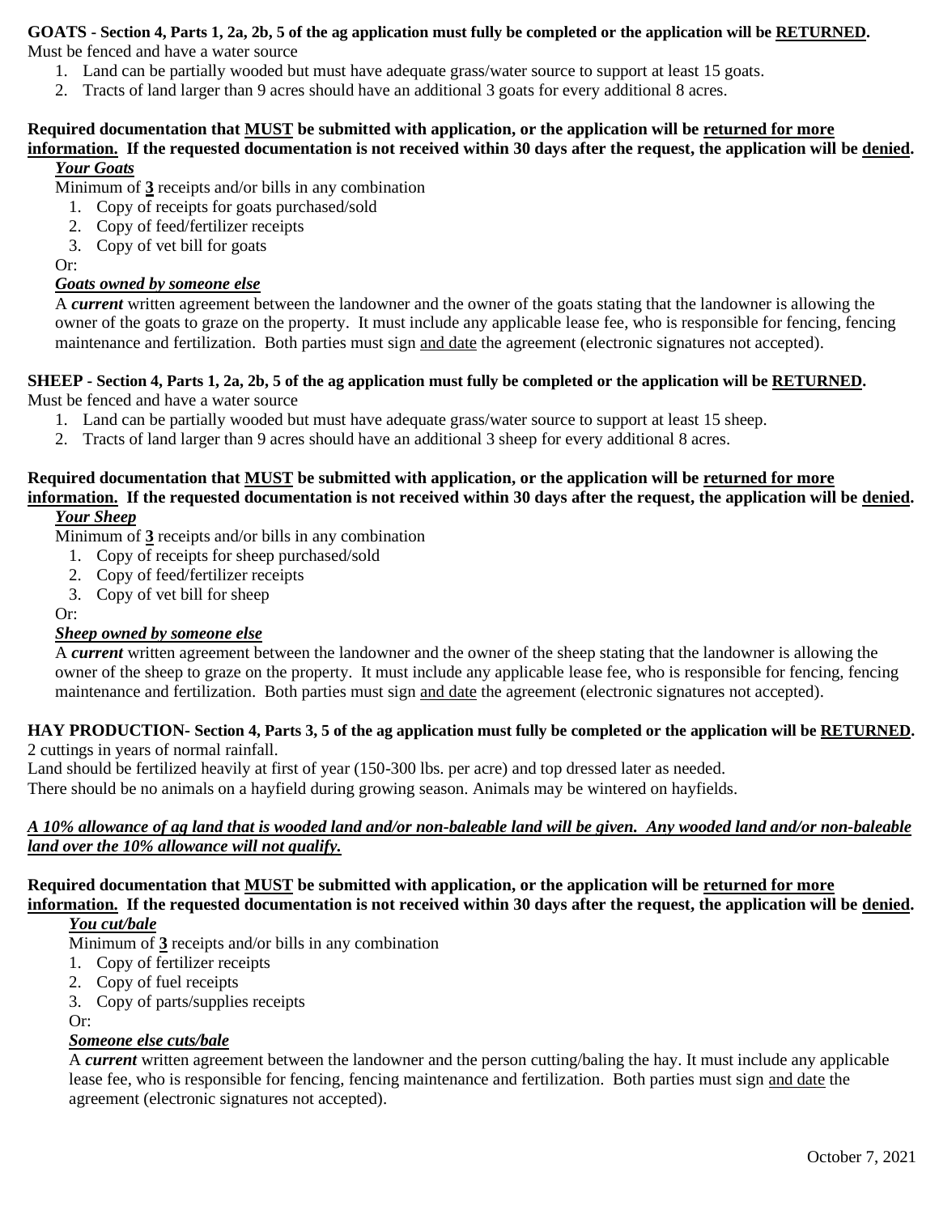**GOATS - Section 4, Parts 1, 2a, 2b, 5 of the ag application must fully be completed or the application will be RETURNED.**

Must be fenced and have a water source

1. Land can be partially wooded but must have adequate grass/water source to support at least 15 goats.
2. Tracts of land larger than 9 acres should have an additional 3 goats for every additional 8 acres.

**Required documentation that MUST be submitted with application, or the application will be returned for more information. If the requested documentation is not received within 30 days after the request, the application will be denied.**

***Your Goats***

Minimum of **3** receipts and/or bills in any combination

1. Copy of receipts for goats purchased/sold
2. Copy of feed/fertilizer receipts
3. Copy of vet bill for goats

Or:

***Goats owned by someone else***

A ***current*** written agreement between the landowner and the owner of the goats stating that the landowner is allowing the owner of the goats to graze on the property. It must include any applicable lease fee, who is responsible for fencing, fencing maintenance and fertilization. Both parties must sign and date the agreement (electronic signatures not accepted).

**SHEEP - Section 4, Parts 1, 2a, 2b, 5 of the ag application must fully be completed or the application will be RETURNED.**

Must be fenced and have a water source

1. Land can be partially wooded but must have adequate grass/water source to support at least 15 sheep.
2. Tracts of land larger than 9 acres should have an additional 3 sheep for every additional 8 acres.

**Required documentation that MUST be submitted with application, or the application will be returned for more information. If the requested documentation is not received within 30 days after the request, the application will be denied.**

***Your Sheep***

Minimum of **3** receipts and/or bills in any combination

1. Copy of receipts for sheep purchased/sold
2. Copy of feed/fertilizer receipts
3. Copy of vet bill for sheep

Or:

***Sheep owned by someone else***

A ***current*** written agreement between the landowner and the owner of the sheep stating that the landowner is allowing the owner of the sheep to graze on the property. It must include any applicable lease fee, who is responsible for fencing, fencing maintenance and fertilization. Both parties must sign and date the agreement (electronic signatures not accepted).

**HAY PRODUCTION- Section 4, Parts 3, 5 of the ag application must fully be completed or the application will be RETURNED.**

2 cuttings in years of normal rainfall.

Land should be fertilized heavily at first of year (150-300 lbs. per acre) and top dressed later as needed.

There should be no animals on a hayfield during growing season. Animals may be wintered on hayfields.

***A 10% allowance of ag land that is wooded land and/or non-baleable land will be given. Any wooded land and/or non-baleable land over the 10% allowance will not qualify.***

**Required documentation that MUST be submitted with application, or the application will be returned for more information. If the requested documentation is not received within 30 days after the request, the application will be denied.**

***You cut/bale***

Minimum of **3** receipts and/or bills in any combination

1. Copy of fertilizer receipts
2. Copy of fuel receipts
3. Copy of parts/supplies receipts

Or:

***Someone else cuts/bale***

A ***current*** written agreement between the landowner and the person cutting/baling the hay. It must include any applicable lease fee, who is responsible for fencing, fencing maintenance and fertilization. Both parties must sign and date the agreement (electronic signatures not accepted).

October 7, 2021